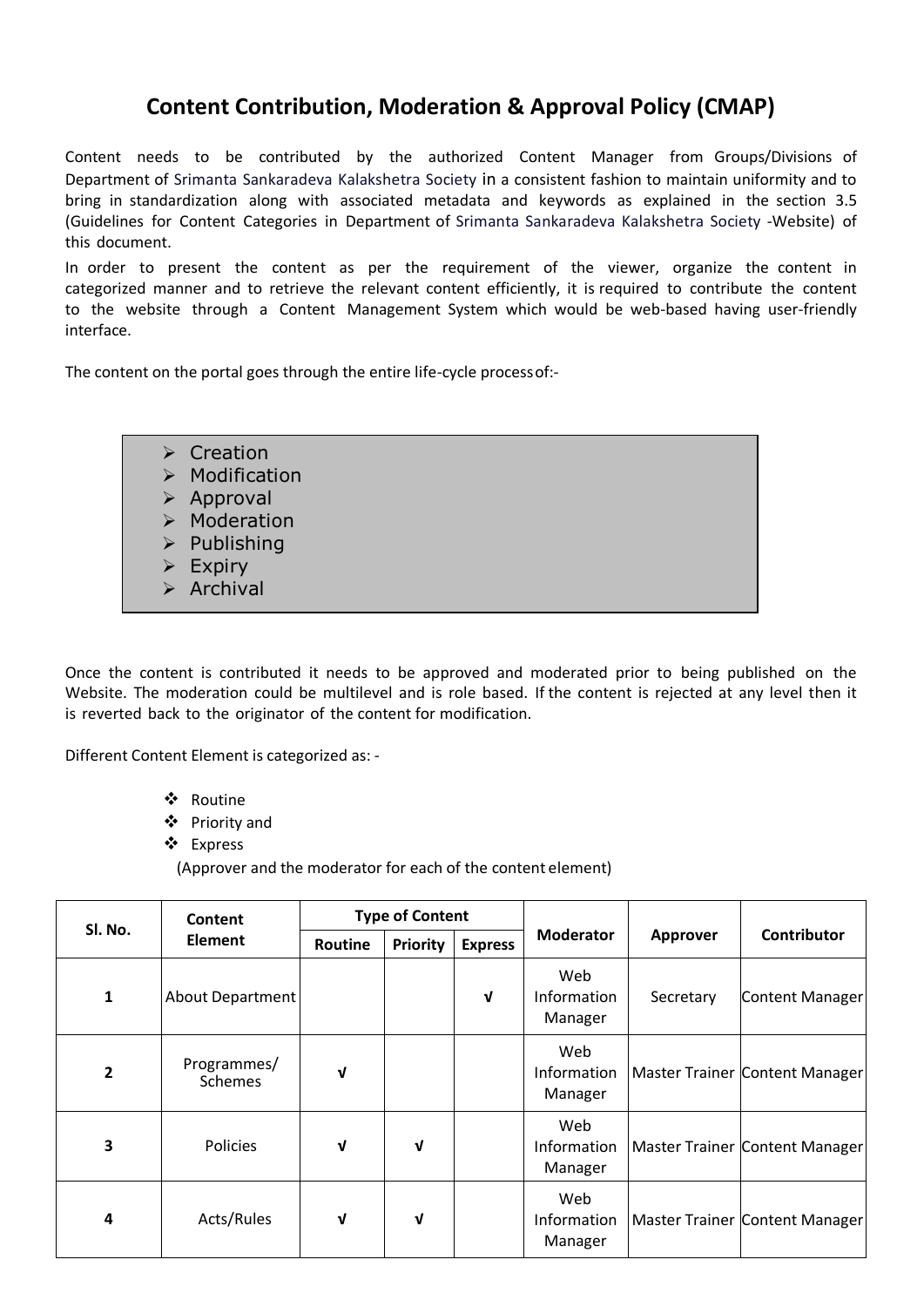# Content Contribution, Moderation & Approval Policy (CMAP)

Content needs to be contributed by the authorized Content Manager from Groups/Divisions of Department of Srimanta Sankaradeva Kalakshetra Society in a consistent fashion to maintain uniformity and to bring in standardization along with associated metadata and keywords as explained in the section 3.5 (Guidelines for Content Categories in Department of Srimanta Sankaradeva Kalakshetra Society -Website) of this document.

In order to present the content as per the requirement of the viewer, organize the content in categorized manner and to retrieve the relevant content efficiently, it is required to contribute the content to the website through a Content Management System which would be web-based having user-friendly interface.

The content on the portal goes through the entire life-cycle process of:-

- Creation
- Modification
- Approval
- Moderation
- Publishing
- Expiry
- Archival

Once the content is contributed it needs to be approved and moderated prior to being published on the Website. The moderation could be multilevel and is role based. If the content is rejected at any level then it is reverted back to the originator of the content for modification.

Different Content Element is categorized as: -

- Routine
- Priority and
- Express

(Approver and the moderator for each of the content element)

| Sl. No. | Content Element | Type of Content | | | Moderator | Approver | Contributor |
|---|---|---|---|---|---|---|---|
| | | Routine | Priority | Express | | | |
| 1 | About Department | | | √ | Web Information Manager | Secretary | Content Manager |
| 2 | Programmes/ Schemes | √ | | | Web Information Manager | Master Trainer | Content Manager |
| 3 | Policies | √ | √ | | Web Information Manager | Master Trainer | Content Manager |
| 4 | Acts/Rules | √ | √ | | Web Information Manager | Master Trainer | Content Manager |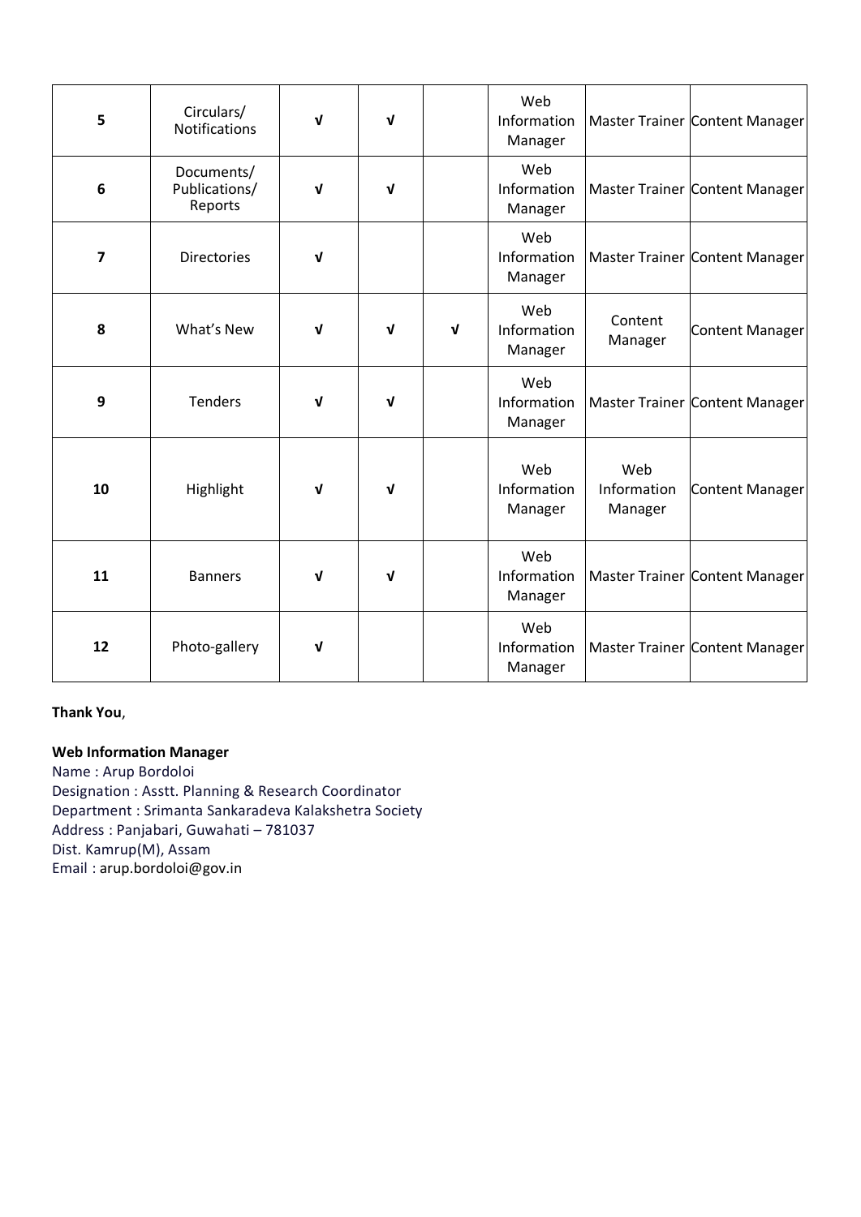| | | | | | | | |
|---|---|---|---|---|---|---|---|
| **5** | Circulars/ Notifications | √ | √ | | Web Information Manager | Master Trainer | Content Manager |
| **6** | Documents/ Publications/ Reports | √ | √ | | Web Information Manager | Master Trainer | Content Manager |
| **7** | Directories | √ | | | Web Information Manager | Master Trainer | Content Manager |
| **8** | What's New | √ | √ | √ | Web Information Manager | Content Manager | Content Manager |
| **9** | Tenders | √ | √ | | Web Information Manager | Master Trainer | Content Manager |
| **10** | Highlight | √ | √ | | Web Information Manager | Web Information Manager | Content Manager |
| **11** | Banners | √ | √ | | Web Information Manager | Master Trainer | Content Manager |
| **12** | Photo-gallery | √ | | | Web Information Manager | Master Trainer | Content Manager |

**Thank You**,

**Web Information Manager**
Name : Arup Bordoloi
Designation : Asstt. Planning & Research Coordinator
Department : Srimanta Sankaradeva Kalakshetra Society
Address : Panjabari, Guwahati – 781037
Dist. Kamrup(M), Assam
Email : arup.bordoloi@gov.in